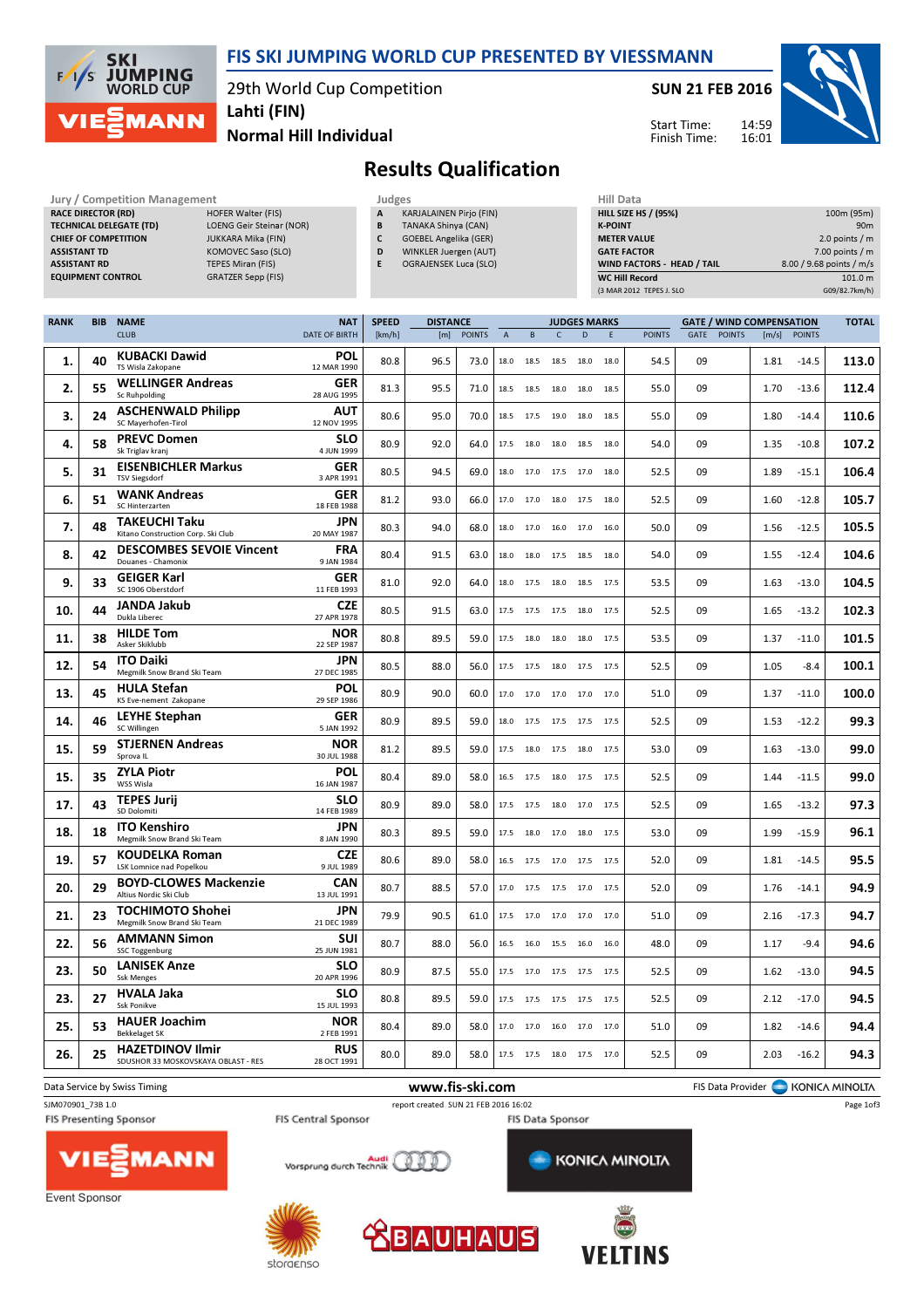# FIS SKI JUMPING WORLD CUP PRESENTED BY VIESSMANN

29th World Cup Competition
Lahti (FIN)
Normal Hill Individual

SUN 21 FEB 2016

Start Time: 14:59
Finish Time: 16:01

## Results Qualification

| Jury / Competition Management | |
|---|---|
| RACE DIRECTOR (RD) | HOFER Walter (FIS) |
| TECHNICAL DELEGATE (TD) | LOENG Geir Steinar (NOR) |
| CHIEF OF COMPETITION | JUKKARA Mika (FIN) |
| ASSISTANT TD | KOMOVEC Saso (SLO) |
| ASSISTANT RD | TEPES Miran (FIS) |
| EQUIPMENT CONTROL | GRATZER Sepp (FIS) |

| Judges | |
|---|---|
| A | KARJALAINEN Pirjo (FIN) |
| B | TANAKA Shinya (CAN) |
| C | GOEBEL Angelika (GER) |
| D | WINKLER Juergen (AUT) |
| E | OGRAJENSEK Luca (SLO) |

| Hill Data | |
|---|---|
| HILL SIZE HS / (95%) | 100m (95m) |
| K-POINT | 90m |
| METER VALUE | 2.0 points / m |
| GATE FACTOR | 7.00 points / m |
| WIND FACTORS - HEAD / TAIL | 8.00 / 9.68 points / m/s |
| WC Hill Record | 101.0 m |
| (3 MAR 2012 TEPES J. SLO | G09/82.7km/h) |

| RANK | BIB | NAME / CLUB | NAT / DATE OF BIRTH | SPEED [km/h] | DISTANCE [m] | DISTANCE POINTS | A | B | C | D | E | JUDGES POINTS | GATE | GATE POINTS | WIND [m/s] | WIND POINTS | TOTAL |
|---|---|---|---|---|---|---|---|---|---|---|---|---|---|---|---|---|---|
| 1. | 40 | KUBACKI Dawid / TS Wisla Zakopane | POL / 12 MAR 1990 | 80.8 | 96.5 | 73.0 | 18.0 | 18.5 | 18.5 | 18.0 | 18.0 | 54.5 | 09 | | 1.81 | -14.5 | 113.0 |
| 2. | 55 | WELLINGER Andreas / Sc Ruhpolding | GER / 28 AUG 1995 | 81.3 | 95.5 | 71.0 | 18.5 | 18.5 | 18.0 | 18.0 | 18.5 | 55.0 | 09 | | 1.70 | -13.6 | 112.4 |
| 3. | 24 | ASCHENWALD Philipp / SC Mayerhofen-Tirol | AUT / 12 NOV 1995 | 80.6 | 95.0 | 70.0 | 18.5 | 17.5 | 19.0 | 18.0 | 18.5 | 55.0 | 09 | | 1.80 | -14.4 | 110.6 |
| 4. | 58 | PREVC Domen / Sk Triglav kranj | SLO / 4 JUN 1999 | 80.9 | 92.0 | 64.0 | 17.5 | 18.0 | 18.0 | 18.5 | 18.0 | 54.0 | 09 | | 1.35 | -10.8 | 107.2 |
| 5. | 31 | EISENBICHLER Markus / TSV Siegsdorf | GER / 3 APR 1991 | 80.5 | 94.5 | 69.0 | 18.0 | 17.0 | 17.5 | 17.0 | 18.0 | 52.5 | 09 | | 1.89 | -15.1 | 106.4 |
| 6. | 51 | WANK Andreas / SC Hinterzarten | GER / 18 FEB 1988 | 81.2 | 93.0 | 66.0 | 17.0 | 17.0 | 18.0 | 17.5 | 18.0 | 52.5 | 09 | | 1.60 | -12.8 | 105.7 |
| 7. | 48 | TAKEUCHI Taku / Kitano Construction Corp. Ski Club | JPN / 20 MAY 1987 | 80.3 | 94.0 | 68.0 | 18.0 | 17.0 | 16.0 | 17.0 | 16.0 | 50.0 | 09 | | 1.56 | -12.5 | 105.5 |
| 8. | 42 | DESCOMBES SEVOIE Vincent / Douanes - Chamonix | FRA / 9 JAN 1984 | 80.4 | 91.5 | 63.0 | 18.0 | 18.0 | 17.5 | 18.5 | 18.0 | 54.0 | 09 | | 1.55 | -12.4 | 104.6 |
| 9. | 33 | GEIGER Karl / SC 1906 Oberstdorf | GER / 11 FEB 1993 | 81.0 | 92.0 | 64.0 | 18.0 | 17.5 | 18.0 | 18.5 | 17.5 | 53.5 | 09 | | 1.63 | -13.0 | 104.5 |
| 10. | 44 | JANDA Jakub / Dukla Liberec | CZE / 27 APR 1978 | 80.5 | 91.5 | 63.0 | 17.5 | 17.5 | 17.5 | 18.0 | 17.5 | 52.5 | 09 | | 1.65 | -13.2 | 102.3 |
| 11. | 38 | HILDE Tom / Asker Skiklubb | NOR / 22 SEP 1987 | 80.8 | 89.5 | 59.0 | 17.5 | 18.0 | 18.0 | 18.0 | 17.5 | 53.5 | 09 | | 1.37 | -11.0 | 101.5 |
| 12. | 54 | ITO Daiki / Megmilk Snow Brand Ski Team | JPN / 27 DEC 1985 | 80.5 | 88.0 | 56.0 | 17.5 | 17.5 | 18.0 | 17.5 | 17.5 | 52.5 | 09 | | 1.05 | -8.4 | 100.1 |
| 13. | 45 | HULA Stefan / KS Eve-nement Zakopane | POL / 29 SEP 1986 | 80.9 | 90.0 | 60.0 | 17.0 | 17.0 | 17.0 | 17.0 | 17.0 | 51.0 | 09 | | 1.37 | -11.0 | 100.0 |
| 14. | 46 | LEYHE Stephan / SC Willingen | GER / 5 JAN 1992 | 80.9 | 89.5 | 59.0 | 18.0 | 17.5 | 17.5 | 17.5 | 17.5 | 52.5 | 09 | | 1.53 | -12.2 | 99.3 |
| 15. | 59 | STJERNEN Andreas / Sprova IL | NOR / 30 JUL 1988 | 81.2 | 89.5 | 59.0 | 17.5 | 18.0 | 17.5 | 18.0 | 17.5 | 53.0 | 09 | | 1.63 | -13.0 | 99.0 |
| 15. | 35 | ZYLA Piotr / WSS Wisla | POL / 16 JAN 1987 | 80.4 | 89.0 | 58.0 | 16.5 | 17.5 | 18.0 | 17.5 | 17.5 | 52.5 | 09 | | 1.44 | -11.5 | 99.0 |
| 17. | 43 | TEPES Jurij / SD Dolomiti | SLO / 14 FEB 1989 | 80.9 | 89.0 | 58.0 | 17.5 | 17.5 | 18.0 | 17.0 | 17.5 | 52.5 | 09 | | 1.65 | -13.2 | 97.3 |
| 18. | 18 | ITO Kenshiro / Megmilk Snow Brand Ski Team | JPN / 8 JAN 1990 | 80.3 | 89.5 | 59.0 | 17.5 | 18.0 | 17.0 | 18.0 | 17.5 | 53.0 | 09 | | 1.99 | -15.9 | 96.1 |
| 19. | 57 | KOUDELKA Roman / LSK Lomnice nad Popelkou | CZE / 9 JUL 1989 | 80.6 | 89.0 | 58.0 | 16.5 | 17.5 | 17.0 | 17.5 | 17.5 | 52.0 | 09 | | 1.81 | -14.5 | 95.5 |
| 20. | 29 | BOYD-CLOWES Mackenzie / Altius Nordic Ski Club | CAN / 13 JUL 1991 | 80.7 | 88.5 | 57.0 | 17.0 | 17.5 | 17.5 | 17.0 | 17.5 | 52.0 | 09 | | 1.76 | -14.1 | 94.9 |
| 21. | 23 | TOCHIMOTO Shohei / Megmilk Snow Brand Ski Team | JPN / 21 DEC 1989 | 79.9 | 90.5 | 61.0 | 17.5 | 17.0 | 17.0 | 17.0 | 17.0 | 51.0 | 09 | | 2.16 | -17.3 | 94.7 |
| 22. | 56 | AMMANN Simon / SSC Toggenburg | SUI / 25 JUN 1981 | 80.7 | 88.0 | 56.0 | 16.5 | 16.0 | 15.5 | 16.0 | 16.0 | 48.0 | 09 | | 1.17 | -9.4 | 94.6 |
| 23. | 50 | LANISEK Anze / Ssk Menges | SLO / 20 APR 1996 | 80.9 | 87.5 | 55.0 | 17.5 | 17.0 | 17.5 | 17.5 | 17.5 | 52.5 | 09 | | 1.62 | -13.0 | 94.5 |
| 23. | 27 | HVALA Jaka / Ssk Ponikve | SLO / 15 JUL 1993 | 80.8 | 89.5 | 59.0 | 17.5 | 17.5 | 17.5 | 17.5 | 17.5 | 52.5 | 09 | | 2.12 | -17.0 | 94.5 |
| 25. | 53 | HAUER Joachim / Bekkelaget SK | NOR / 2 FEB 1991 | 80.4 | 89.0 | 58.0 | 17.0 | 17.0 | 16.0 | 17.0 | 17.0 | 51.0 | 09 | | 1.82 | -14.6 | 94.4 |
| 26. | 25 | HAZETDINOV Ilmir / SDUSHOR 33 MOSKOVSKAYA OBLAST - RES | RUS / 28 OCT 1991 | 80.0 | 89.0 | 58.0 | 17.5 | 17.5 | 18.0 | 17.5 | 17.0 | 52.5 | 09 | | 2.03 | -16.2 | 94.3 |

Data Service by Swiss Timing www.fis-ski.com FIS Data Provider KONICA MINOLTA

SJM070901_73B 1.0 report created SUN 21 FEB 2016 16:02

FIS Presenting Sponsor: VIESSMANN
FIS Central Sponsor: Audi Vorsprung durch Technik
FIS Data Sponsor: KONICA MINOLTA
Event Sponsor: storaenso, BAUHAUS, VELTINS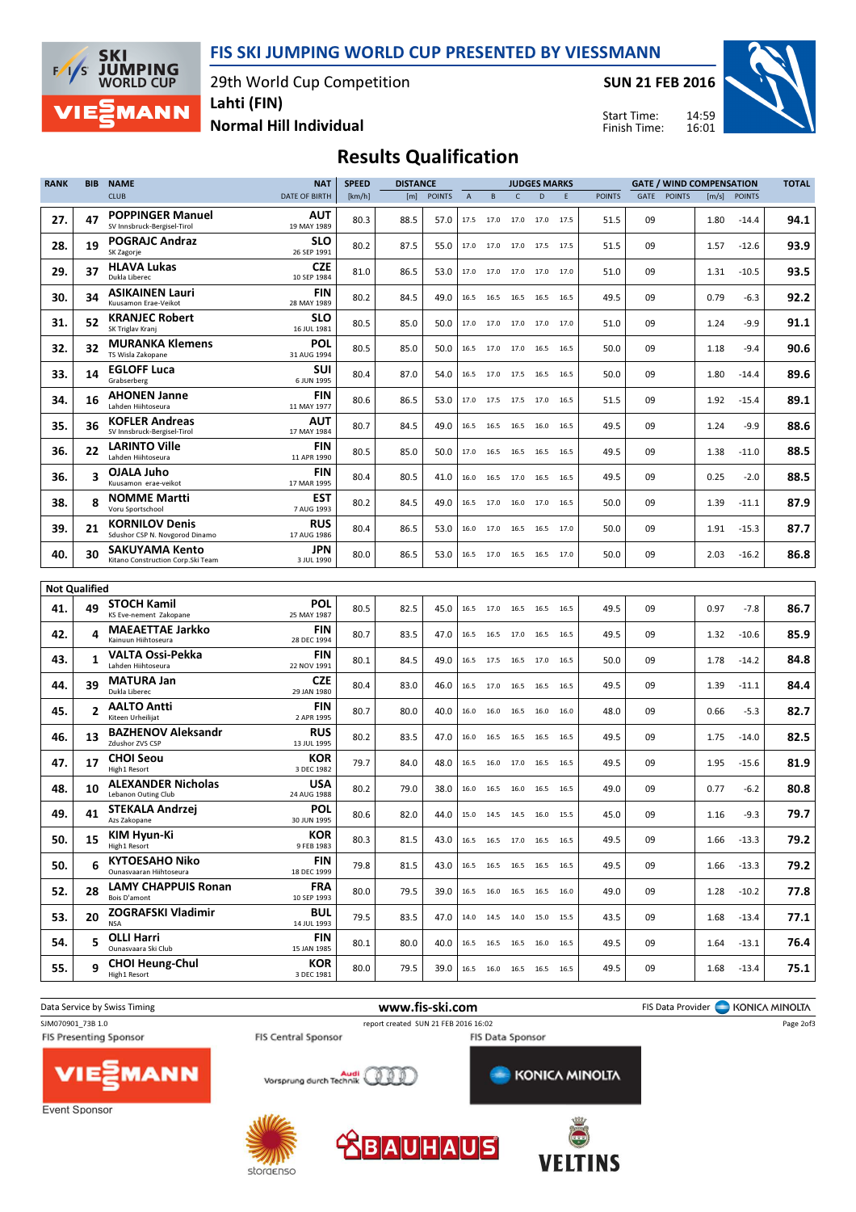# FIS SKI JUMPING WORLD CUP PRESENTED BY VIESSMANN

29th World Cup Competition
Lahti (FIN)
Normal Hill Individual

SUN 21 FEB 2016

Start Time: 14:59
Finish Time: 16:01

## Results Qualification

| RANK | BIB | NAME / CLUB | NAT / DATE OF BIRTH | SPEED [km/h] | DISTANCE [m] | DISTANCE POINTS | A | B | C | D | E | JUDGES POINTS | GATE | GATE POINTS | WIND [m/s] | WIND POINTS | TOTAL |
|---|---|---|---|---|---|---|---|---|---|---|---|---|---|---|---|---|---|
| 27. | 47 | POPPINGER Manuel<br>SV Innsbruck-Bergisel-Tirol | AUT<br>19 MAY 1989 | 80.3 | 88.5 | 57.0 | 17.5 | 17.0 | 17.0 | 17.0 | 17.5 | 51.5 | 09 | | 1.80 | -14.4 | 94.1 |
| 28. | 19 | POGRAJC Andraz<br>SK Zagorje | SLO<br>26 SEP 1991 | 80.2 | 87.5 | 55.0 | 17.0 | 17.0 | 17.0 | 17.5 | 17.5 | 51.5 | 09 | | 1.57 | -12.6 | 93.9 |
| 29. | 37 | HLAVA Lukas<br>Dukla Liberec | CZE<br>10 SEP 1984 | 81.0 | 86.5 | 53.0 | 17.0 | 17.0 | 17.0 | 17.0 | 17.0 | 51.0 | 09 | | 1.31 | -10.5 | 93.5 |
| 30. | 34 | ASIKAINEN Lauri<br>Kuusamon Erae-Veikot | FIN<br>28 MAY 1989 | 80.2 | 84.5 | 49.0 | 16.5 | 16.5 | 16.5 | 16.5 | 16.5 | 49.5 | 09 | | 0.79 | -6.3 | 92.2 |
| 31. | 52 | KRANJEC Robert<br>SK Triglav Kranj | SLO<br>16 JUL 1981 | 80.5 | 85.0 | 50.0 | 17.0 | 17.0 | 17.0 | 17.0 | 17.0 | 51.0 | 09 | | 1.24 | -9.9 | 91.1 |
| 32. | 32 | MURANKA Klemens<br>TS Wisla Zakopane | POL<br>31 AUG 1994 | 80.5 | 85.0 | 50.0 | 16.5 | 17.0 | 17.0 | 16.5 | 16.5 | 50.0 | 09 | | 1.18 | -9.4 | 90.6 |
| 33. | 14 | EGLOFF Luca<br>Grabserberg | SUI<br>6 JUN 1995 | 80.4 | 87.0 | 54.0 | 16.5 | 17.0 | 17.5 | 16.5 | 16.5 | 50.0 | 09 | | 1.80 | -14.4 | 89.6 |
| 34. | 16 | AHONEN Janne<br>Lahden Hiihtoseura | FIN<br>11 MAY 1977 | 80.6 | 86.5 | 53.0 | 17.0 | 17.5 | 17.5 | 17.0 | 16.5 | 51.5 | 09 | | 1.92 | -15.4 | 89.1 |
| 35. | 36 | KOFLER Andreas<br>SV Innsbruck-Bergisel-Tirol | AUT<br>17 MAY 1984 | 80.7 | 84.5 | 49.0 | 16.5 | 16.5 | 16.5 | 16.0 | 16.5 | 49.5 | 09 | | 1.24 | -9.9 | 88.6 |
| 36. | 22 | LARINTO Ville<br>Lahden Hiihtoseura | FIN<br>11 APR 1990 | 80.5 | 85.0 | 50.0 | 17.0 | 16.5 | 16.5 | 16.5 | 16.5 | 49.5 | 09 | | 1.38 | -11.0 | 88.5 |
| 36. | 3 | OJALA Juho<br>Kuusamon erae-veikot | FIN<br>17 MAR 1995 | 80.4 | 80.5 | 41.0 | 16.0 | 16.5 | 17.0 | 16.5 | 16.5 | 49.5 | 09 | | 0.25 | -2.0 | 88.5 |
| 38. | 8 | NOMME Martti<br>Voru Sportschool | EST<br>7 AUG 1993 | 80.2 | 84.5 | 49.0 | 16.5 | 17.0 | 16.0 | 17.0 | 16.5 | 50.0 | 09 | | 1.39 | -11.1 | 87.9 |
| 39. | 21 | KORNILOV Denis<br>Sdushor CSP N. Novgorod Dinamo | RUS<br>17 AUG 1986 | 80.4 | 86.5 | 53.0 | 16.0 | 17.0 | 16.5 | 16.5 | 17.0 | 50.0 | 09 | | 1.91 | -15.3 | 87.7 |
| 40. | 30 | SAKUYAMA Kento<br>Kitano Construction Corp.Ski Team | JPN<br>3 JUL 1990 | 80.0 | 86.5 | 53.0 | 16.5 | 17.0 | 16.5 | 16.5 | 17.0 | 50.0 | 09 | | 2.03 | -16.2 | 86.8 |
| **Not Qualified** | | | | | | | | | | | | | | | | | |
| 41. | 49 | STOCH Kamil<br>KS Eve-nement Zakopane | POL<br>25 MAY 1987 | 80.5 | 82.5 | 45.0 | 16.5 | 17.0 | 16.5 | 16.5 | 16.5 | 49.5 | 09 | | 0.97 | -7.8 | 86.7 |
| 42. | 4 | MAEAETTAE Jarkko<br>Kainuun Hiihtoseura | FIN<br>28 DEC 1994 | 80.7 | 83.5 | 47.0 | 16.5 | 16.5 | 17.0 | 16.5 | 16.5 | 49.5 | 09 | | 1.32 | -10.6 | 85.9 |
| 43. | 1 | VALTA Ossi-Pekka<br>Lahden Hiihtoseura | FIN<br>22 NOV 1991 | 80.1 | 84.5 | 49.0 | 16.5 | 17.5 | 16.5 | 17.0 | 16.5 | 50.0 | 09 | | 1.78 | -14.2 | 84.8 |
| 44. | 39 | MATURA Jan<br>Dukla Liberec | CZE<br>29 JAN 1980 | 80.4 | 83.0 | 46.0 | 16.5 | 17.0 | 16.5 | 16.5 | 16.5 | 49.5 | 09 | | 1.39 | -11.1 | 84.4 |
| 45. | 2 | AALTO Antti<br>Kiteen Urheilijat | FIN<br>2 APR 1995 | 80.7 | 80.0 | 40.0 | 16.0 | 16.0 | 16.5 | 16.0 | 16.0 | 48.0 | 09 | | 0.66 | -5.3 | 82.7 |
| 46. | 13 | BAZHENOV Aleksandr<br>Zdushor ZVS CSP | RUS<br>13 JUL 1995 | 80.2 | 83.5 | 47.0 | 16.0 | 16.5 | 16.5 | 16.5 | 16.5 | 49.5 | 09 | | 1.75 | -14.0 | 82.5 |
| 47. | 17 | CHOI Seou<br>High1 Resort | KOR<br>3 DEC 1982 | 79.7 | 84.0 | 48.0 | 16.5 | 16.0 | 17.0 | 16.5 | 16.5 | 49.5 | 09 | | 1.95 | -15.6 | 81.9 |
| 48. | 10 | ALEXANDER Nicholas<br>Lebanon Outing Club | USA<br>24 AUG 1988 | 80.2 | 79.0 | 38.0 | 16.0 | 16.5 | 16.0 | 16.5 | 16.5 | 49.0 | 09 | | 0.77 | -6.2 | 80.8 |
| 49. | 41 | STEKALA Andrzej<br>Azs Zakopane | POL<br>30 JUN 1995 | 80.6 | 82.0 | 44.0 | 15.0 | 14.5 | 14.5 | 16.0 | 15.5 | 45.0 | 09 | | 1.16 | -9.3 | 79.7 |
| 50. | 15 | KIM Hyun-Ki<br>High1 Resort | KOR<br>9 FEB 1983 | 80.3 | 81.5 | 43.0 | 16.5 | 16.5 | 17.0 | 16.5 | 16.5 | 49.5 | 09 | | 1.66 | -13.3 | 79.2 |
| 50. | 6 | KYTOESAHO Niko<br>Ounasvaaran Hiihtoseura | FIN<br>18 DEC 1999 | 79.8 | 81.5 | 43.0 | 16.5 | 16.5 | 16.5 | 16.5 | 16.5 | 49.5 | 09 | | 1.66 | -13.3 | 79.2 |
| 52. | 28 | LAMY CHAPPUIS Ronan<br>Bois D'amont | FRA<br>10 SEP 1993 | 80.0 | 79.5 | 39.0 | 16.5 | 16.0 | 16.5 | 16.5 | 16.0 | 49.0 | 09 | | 1.28 | -10.2 | 77.8 |
| 53. | 20 | ZOGRAFSKI Vladimir<br>NSA | BUL<br>14 JUL 1993 | 79.5 | 83.5 | 47.0 | 14.0 | 14.5 | 14.0 | 15.0 | 15.5 | 43.5 | 09 | | 1.68 | -13.4 | 77.1 |
| 54. | 5 | OLLI Harri<br>Ounasvaara Ski Club | FIN<br>15 JAN 1985 | 80.1 | 80.0 | 40.0 | 16.5 | 16.5 | 16.5 | 16.0 | 16.5 | 49.5 | 09 | | 1.64 | -13.1 | 76.4 |
| 55. | 9 | CHOI Heung-Chul<br>High1 Resort | KOR<br>3 DEC 1981 | 80.0 | 79.5 | 39.0 | 16.5 | 16.0 | 16.5 | 16.5 | 16.5 | 49.5 | 09 | | 1.68 | -13.4 | 75.1 |

Data Service by Swiss Timing — www.fis-ski.com — FIS Data Provider KONICA MINOLTA

SJM070901_73B 1.0 — report created SUN 21 FEB 2016 16:02

FIS Presenting Sponsor: VIESSMANN — FIS Central Sponsor: Audi — FIS Data Sponsor: KONICA MINOLTA

Event Sponsor: storaenso, BAUHAUS, VELTINS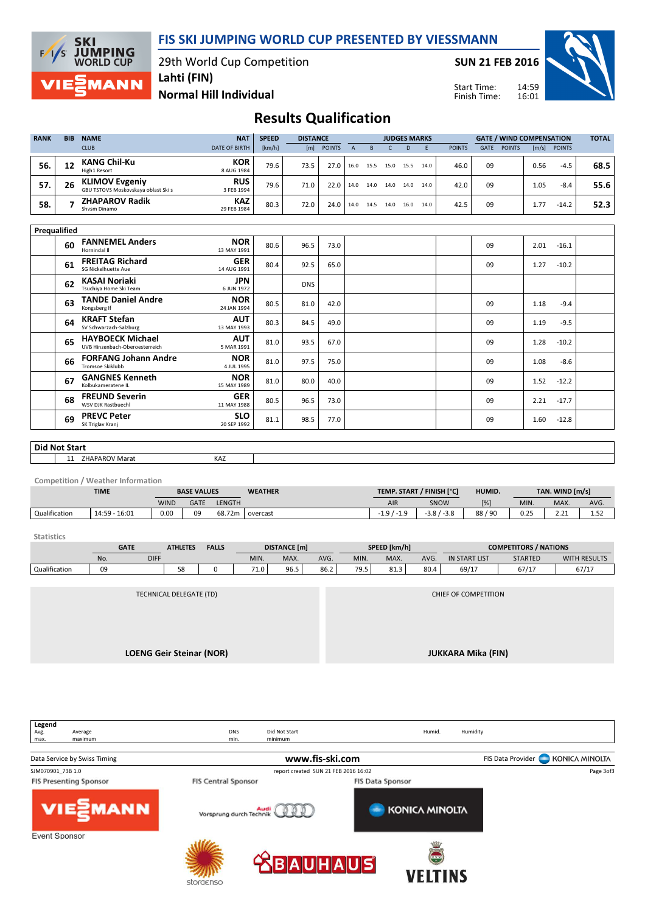# FIS SKI JUMPING WORLD CUP PRESENTED BY VIESSMANN

29th World Cup Competition
**Lahti (FIN)**
**Normal Hill Individual**

**SUN 21 FEB 2016**

Start Time: 14:59
Finish Time: 16:01

## Results Qualification

| RANK | BIB | NAME / CLUB | NAT / DATE OF BIRTH | SPEED [km/h] | DISTANCE [m] | DISTANCE POINTS | A | B | C | D | E | JUDGES POINTS | GATE | GATE POINTS | WIND [m/s] | WIND POINTS | TOTAL |
|---|---|---|---|---|---|---|---|---|---|---|---|---|---|---|---|---|---|
| 56. | 12 | **KANG Chil-Ku** High1 Resort | KOR 8 AUG 1984 | 79.6 | 73.5 | 27.0 | 16.0 | 15.5 | 15.0 | 15.5 | 14.0 | 46.0 | 09 | | 0.56 | -4.5 | 68.5 |
| 57. | 26 | **KLIMOV Evgeniy** GBU TSTOVS Moskovskaya oblast Ski s | RUS 3 FEB 1994 | 79.6 | 71.0 | 22.0 | 14.0 | 14.0 | 14.0 | 14.0 | 14.0 | 42.0 | 09 | | 1.05 | -8.4 | 55.6 |
| 58. | 7 | **ZHAPAROV Radik** Shvsm Dinamo | KAZ 29 FEB 1984 | 80.3 | 72.0 | 24.0 | 14.0 | 14.5 | 14.0 | 16.0 | 14.0 | 42.5 | 09 | | 1.77 | -14.2 | 52.3 |

### Prequalified

| BIB | NAME / CLUB | NAT / DATE OF BIRTH | SPEED [km/h] | DISTANCE [m] | DISTANCE POINTS | GATE | WIND [m/s] | WIND POINTS |
|---|---|---|---|---|---|---|---|---|
| 60 | **FANNEMEL Anders** Hornindal Il | NOR 13 MAY 1991 | 80.6 | 96.5 | 73.0 | 09 | 2.01 | -16.1 |
| 61 | **FREITAG Richard** SG Nickelhuette Aue | GER 14 AUG 1991 | 80.4 | 92.5 | 65.0 | 09 | 1.27 | -10.2 |
| 62 | **KASAI Noriaki** Tsuchiya Home Ski Team | JPN 6 JUN 1972 | | DNS | | | | |
| 63 | **TANDE Daniel Andre** Kongsberg If | NOR 24 JAN 1994 | 80.5 | 81.0 | 42.0 | 09 | 1.18 | -9.4 |
| 64 | **KRAFT Stefan** SV Schwarzach-Salzburg | AUT 13 MAY 1993 | 80.3 | 84.5 | 49.0 | 09 | 1.19 | -9.5 |
| 65 | **HAYBOECK Michael** UVB Hinzenbach-Oberoesterreich | AUT 5 MAR 1991 | 81.0 | 93.5 | 67.0 | 09 | 1.28 | -10.2 |
| 66 | **FORFANG Johann Andre** Tromsoe Skiklubb | NOR 4 JUL 1995 | 81.0 | 97.5 | 75.0 | 09 | 1.08 | -8.6 |
| 67 | **GANGNES Kenneth** Kolbukameratene IL | NOR 15 MAY 1989 | 81.0 | 80.0 | 40.0 | 09 | 1.52 | -12.2 |
| 68 | **FREUND Severin** WSV DJK Rastbuechl | GER 11 MAY 1988 | 80.5 | 96.5 | 73.0 | 09 | 2.21 | -17.7 |
| 69 | **PREVC Peter** SK Triglav Kranj | SLO 20 SEP 1992 | 81.1 | 98.5 | 77.0 | 09 | 1.60 | -12.8 |

### Did Not Start

| BIB | NAME | NAT |
|---|---|---|
| 11 | ZHAPAROV Marat | KAZ |

### Competition / Weather Information

| | TIME | BASE VALUES WIND | BASE VALUES GATE | BASE VALUES LENGTH | WEATHER | TEMP. AIR [°C] | TEMP. SNOW [°C] | HUMID. [%] | TAN. WIND MIN. [m/s] | TAN. WIND MAX. [m/s] | TAN. WIND AVG. [m/s] |
|---|---|---|---|---|---|---|---|---|---|---|---|
| Qualification | 14:59 - 16:01 | 0.00 | 09 | 68.72m | overcast | -1.9 / -1.9 | -3.8 / -3.8 | 88 / 90 | 0.25 | 2.21 | 1.52 |

### Statistics

| | GATE No. | GATE DIFF | ATHLETES | FALLS | DISTANCE MIN. [m] | DISTANCE MAX. [m] | DISTANCE AVG. [m] | SPEED MIN. [km/h] | SPEED MAX. [km/h] | SPEED AVG. [km/h] | IN START LIST | STARTED | WITH RESULTS |
|---|---|---|---|---|---|---|---|---|---|---|---|---|---|
| Qualification | 09 | | 58 | 0 | 71.0 | 96.5 | 86.2 | 79.5 | 81.3 | 80.4 | 69/17 | 67/17 | 67/17 |

TECHNICAL DELEGATE (TD): **LOENG Geir Steinar (NOR)**

CHIEF OF COMPETITION: **JUKKARA Mika (FIN)**

**Legend**
Avg. Average — DNS Did Not Start — Humid. Humidity
max. maximum — min. minimum

Data Service by Swiss Timing — www.fis-ski.com — FIS Data Provider KONICA MINOLTA

SJM070901_73B 1.0 — report created SUN 21 FEB 2016 16:02

FIS Presenting Sponsor: VIESSMANN — FIS Central Sponsor: Audi Vorsprung durch Technik — FIS Data Sponsor: KONICA MINOLTA

Event Sponsor: storaenso, BAUHAUS, VELTINS